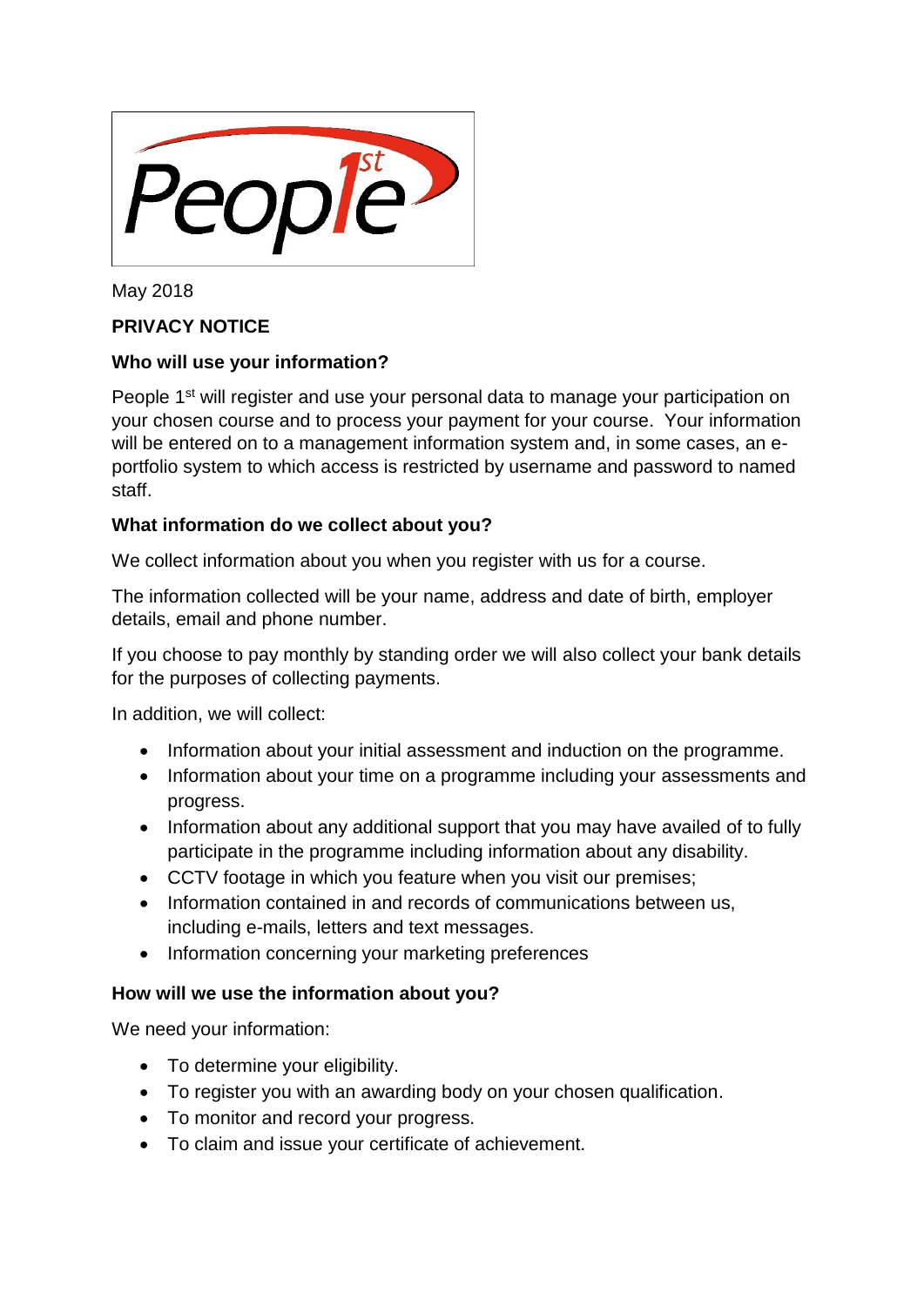May 2018

**PRIVACY NOTICE**

**Who will use your information?**

People 1st will register and use your personal data to manage your participation on your chosen course and to process your payment for your course. Your information will be entered on to a management information system and, in some cases, an e-portfolio system to which access is restricted by username and password to named staff.

**What information do we collect about you?**

We collect information about you when you register with us for a course.

The information collected will be your name, address and date of birth, employer details, email and phone number.

If you choose to pay monthly by standing order we will also collect your bank details for the purposes of collecting payments.

In addition, we will collect:

- Information about your initial assessment and induction on the programme.
- Information about your time on a programme including your assessments and progress.
- Information about any additional support that you may have availed of to fully participate in the programme including information about any disability.
- CCTV footage in which you feature when you visit our premises;
- Information contained in and records of communications between us, including e-mails, letters and text messages.
- Information concerning your marketing preferences

**How will we use the information about you?**

We need your information:

- To determine your eligibility.
- To register you with an awarding body on your chosen qualification.
- To monitor and record your progress.
- To claim and issue your certificate of achievement.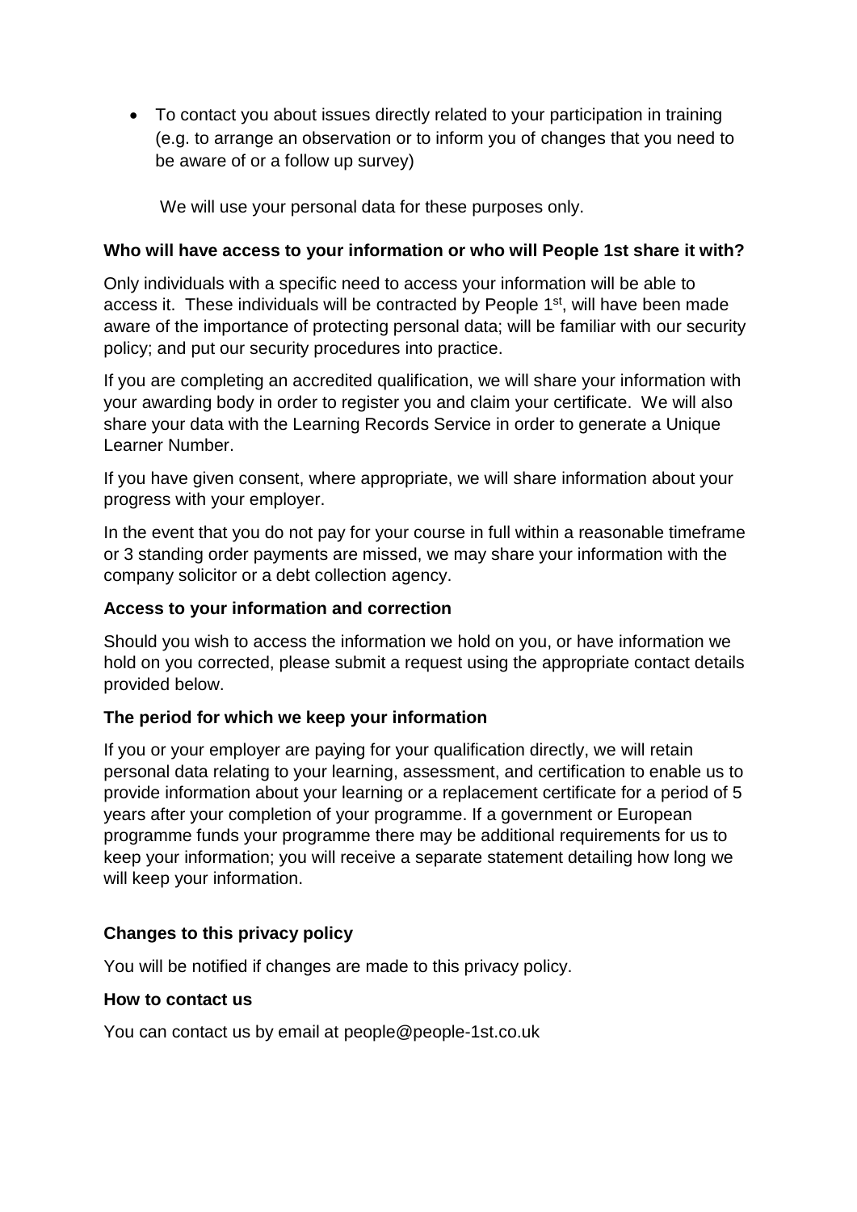- To contact you about issues directly related to your participation in training (e.g. to arrange an observation or to inform you of changes that you need to be aware of or a follow up survey)

We will use your personal data for these purposes only.

**Who will have access to your information or who will People 1st share it with?**

Only individuals with a specific need to access your information will be able to access it. These individuals will be contracted by People 1st, will have been made aware of the importance of protecting personal data; will be familiar with our security policy; and put our security procedures into practice.

If you are completing an accredited qualification, we will share your information with your awarding body in order to register you and claim your certificate. We will also share your data with the Learning Records Service in order to generate a Unique Learner Number.

If you have given consent, where appropriate, we will share information about your progress with your employer.

In the event that you do not pay for your course in full within a reasonable timeframe or 3 standing order payments are missed, we may share your information with the company solicitor or a debt collection agency.

**Access to your information and correction**

Should you wish to access the information we hold on you, or have information we hold on you corrected, please submit a request using the appropriate contact details provided below.

**The period for which we keep your information**

If you or your employer are paying for your qualification directly, we will retain personal data relating to your learning, assessment, and certification to enable us to provide information about your learning or a replacement certificate for a period of 5 years after your completion of your programme. If a government or European programme funds your programme there may be additional requirements for us to keep your information; you will receive a separate statement detailing how long we will keep your information.

**Changes to this privacy policy**

You will be notified if changes are made to this privacy policy.

**How to contact us**

You can contact us by email at people@people-1st.co.uk